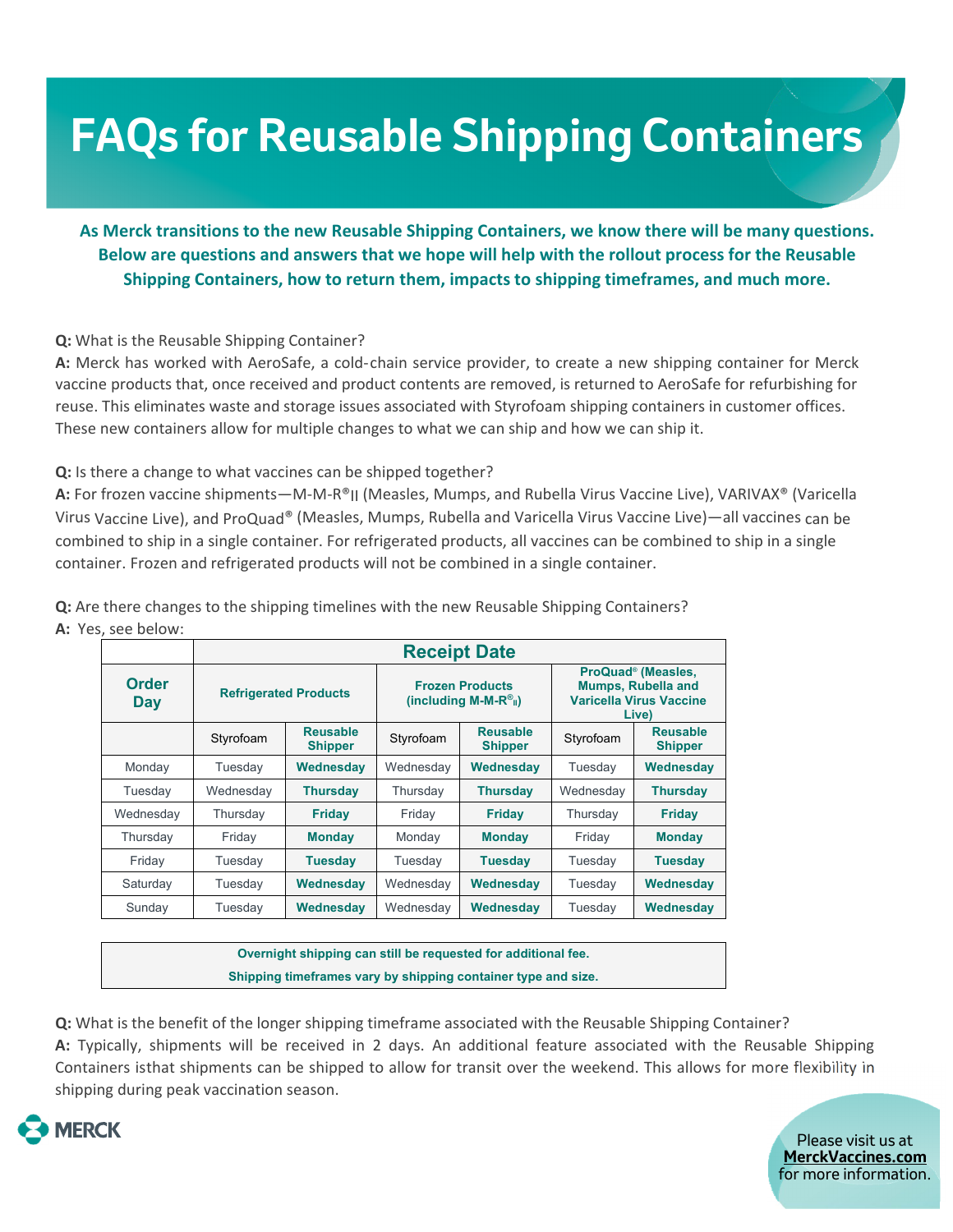# FAQs for Reusable Shipping Containers

**As Merck transitions to the new Reusable Shipping Containers, we know there will be many questions. Below are questions and answers that we hope will help with the rollout process for the Reusable Shipping Containers, how to return them, impacts to shipping timeframes, and much more.**

**Q:** What is the Reusable Shipping Container?
**A:** Merck has worked with AeroSafe, a cold-chain service provider, to create a new shipping container for Merck vaccine products that, once received and product contents are removed, is returned to AeroSafe for refurbishing for reuse. This eliminates waste and storage issues associated with Styrofoam shipping containers in customer offices. These new containers allow for multiple changes to what we can ship and how we can ship it.

**Q:** Is there a change to what vaccines can be shipped together?
**A:** For frozen vaccine shipments—M-M-R®II (Measles, Mumps, and Rubella Virus Vaccine Live), VARIVAX® (Varicella Virus Vaccine Live), and ProQuad® (Measles, Mumps, Rubella and Varicella Virus Vaccine Live)—all vaccines can be combined to ship in a single container. For refrigerated products, all vaccines can be combined to ship in a single container. Frozen and refrigerated products will not be combined in a single container.

**Q:** Are there changes to the shipping timelines with the new Reusable Shipping Containers?
**A:** Yes, see below:

| | **Receipt Date** | | | | | |
|---|---|---|---|---|---|---|
| **Order Day** | **Refrigerated Products** | | **Frozen Products (including M-M-R®II)** | | **ProQuad® (Measles, Mumps, Rubella and Varicella Virus Vaccine Live)** | |
| | Styrofoam | **Reusable Shipper** | Styrofoam | **Reusable Shipper** | Styrofoam | **Reusable Shipper** |
| Monday | Tuesday | **Wednesday** | Wednesday | **Wednesday** | Tuesday | **Wednesday** |
| Tuesday | Wednesday | **Thursday** | Thursday | **Thursday** | Wednesday | **Thursday** |
| Wednesday | Thursday | **Friday** | Friday | **Friday** | Thursday | **Friday** |
| Thursday | Friday | **Monday** | Monday | **Monday** | Friday | **Monday** |
| Friday | Tuesday | **Tuesday** | Tuesday | **Tuesday** | Tuesday | **Tuesday** |
| Saturday | Tuesday | **Wednesday** | Wednesday | **Wednesday** | Tuesday | **Wednesday** |
| Sunday | Tuesday | **Wednesday** | Wednesday | **Wednesday** | Tuesday | **Wednesday** |

**Overnight shipping can still be requested for additional fee.**
**Shipping timeframes vary by shipping container type and size.**

**Q:** What is the benefit of the longer shipping timeframe associated with the Reusable Shipping Container?
**A:** Typically, shipments will be received in 2 days. An additional feature associated with the Reusable Shipping Containers isthat shipments can be shipped to allow for transit over the weekend. This allows for more flexibility in shipping during peak vaccination season.

MERCK

Please visit us at **MerckVaccines.com** for more information.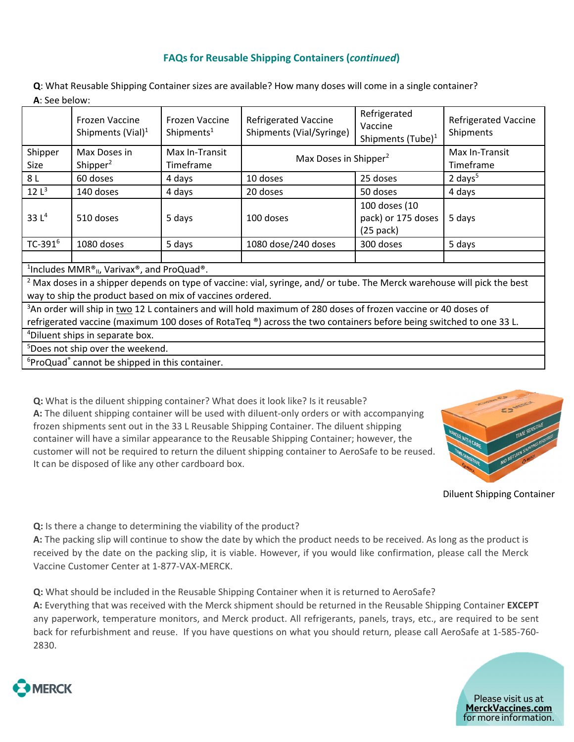## FAQs for Reusable Shipping Containers (*continued*)

**Q**: What Reusable Shipping Container sizes are available? How many doses will come in a single container?
**A**: See below:

| | Frozen Vaccine Shipments (Vial)[1] | Frozen Vaccine Shipments[1] | Refrigerated Vaccine Shipments (Vial/Syringe) | Refrigerated Vaccine Shipments (Tube)[1] | Refrigerated Vaccine Shipments |
|---|---|---|---|---|---|
| Shipper Size | Max Doses in Shipper[2] | Max In-Transit Timeframe | Max Doses in Shipper[2] | | Max In-Transit Timeframe |
| 8 L | 60 doses | 4 days | 10 doses | 25 doses | 2 days[5] |
| 12 L[3] | 140 doses | 4 days | 20 doses | 50 doses | 4 days |
| 33 L[4] | 510 doses | 5 days | 100 doses | 100 doses (10 pack) or 175 doses (25 pack) | 5 days |
| TC-391[6] | 1080 doses | 5 days | 1080 dose/240 doses | 300 doses | 5 days |

[1]Includes MMR®II, Varivax®, and ProQuad®.
[2] Max doses in a shipper depends on type of vaccine: vial, syringe, and/ or tube. The Merck warehouse will pick the best way to ship the product based on mix of vaccines ordered.
[3]An order will ship in two 12 L containers and will hold maximum of 280 doses of frozen vaccine or 40 doses of refrigerated vaccine (maximum 100 doses of RotaTeq ®) across the two containers before being switched to one 33 L.
[4]Diluent ships in separate box.
[5]Does not ship over the weekend.
[6]ProQuad® cannot be shipped in this container.

**Q:** What is the diluent shipping container? What does it look like? Is it reusable?
**A:** The diluent shipping container will be used with diluent-only orders or with accompanying frozen shipments sent out in the 33 L Reusable Shipping Container. The diluent shipping container will have a similar appearance to the Reusable Shipping Container; however, the customer will not be required to return the diluent shipping container to AeroSafe to be reused. It can be disposed of like any other cardboard box.

Diluent Shipping Container

**Q:** Is there a change to determining the viability of the product?
**A:** The packing slip will continue to show the date by which the product needs to be received. As long as the product is received by the date on the packing slip, it is viable. However, if you would like confirmation, please call the Merck Vaccine Customer Center at 1-877-VAX-MERCK.

**Q:** What should be included in the Reusable Shipping Container when it is returned to AeroSafe?
**A:** Everything that was received with the Merck shipment should be returned in the Reusable Shipping Container **EXCEPT** any paperwork, temperature monitors, and Merck product. All refrigerants, panels, trays, etc., are required to be sent back for refurbishment and reuse. If you have questions on what you should return, please call AeroSafe at 1-585-760-2830.

Please visit us at **MerckVaccines.com** for more information.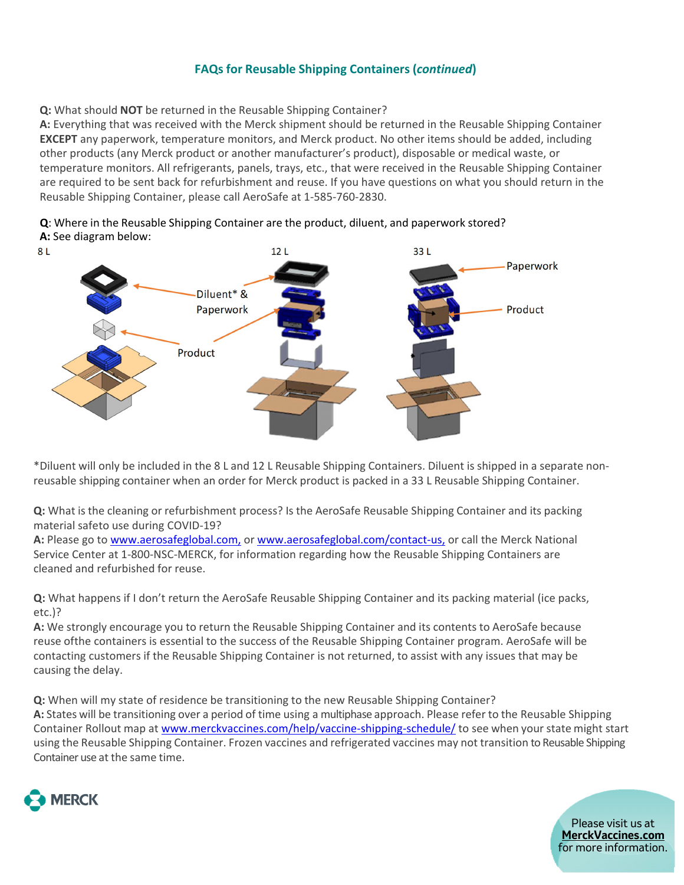## FAQs for Reusable Shipping Containers (*continued*)

**Q:** What should **NOT** be returned in the Reusable Shipping Container?
**A:** Everything that was received with the Merck shipment should be returned in the Reusable Shipping Container **EXCEPT** any paperwork, temperature monitors, and Merck product. No other items should be added, including other products (any Merck product or another manufacturer's product), disposable or medical waste, or temperature monitors. All refrigerants, panels, trays, etc., that were received in the Reusable Shipping Container are required to be sent back for refurbishment and reuse. If you have questions on what you should return in the Reusable Shipping Container, please call AeroSafe at 1-585-760-2830.

**Q**: Where in the Reusable Shipping Container are the product, diluent, and paperwork stored?
**A:** See diagram below:

8 L — Diluent* & Paperwork; Product

12 L — Diluent* & Paperwork; Product

33 L — Paperwork; Product

*Diluent will only be included in the 8 L and 12 L Reusable Shipping Containers. Diluent is shipped in a separate non-reusable shipping container when an order for Merck product is packed in a 33 L Reusable Shipping Container.

**Q:** What is the cleaning or refurbishment process? Is the AeroSafe Reusable Shipping Container and its packing material safeto use during COVID-19?
**A:** Please go to www.aerosafeglobal.com, or www.aerosafeglobal.com/contact-us, or call the Merck National Service Center at 1-800-NSC-MERCK, for information regarding how the Reusable Shipping Containers are cleaned and refurbished for reuse.

**Q:** What happens if I don't return the AeroSafe Reusable Shipping Container and its packing material (ice packs, etc.)?
**A:** We strongly encourage you to return the Reusable Shipping Container and its contents to AeroSafe because reuse ofthe containers is essential to the success of the Reusable Shipping Container program. AeroSafe will be contacting customers if the Reusable Shipping Container is not returned, to assist with any issues that may be causing the delay.

**Q:** When will my state of residence be transitioning to the new Reusable Shipping Container?
**A:** States will be transitioning over a period of time using a multiphase approach. Please refer to the Reusable Shipping Container Rollout map at www.merckvaccines.com/help/vaccine-shipping-schedule/ to see when your state might start using the Reusable Shipping Container. Frozen vaccines and refrigerated vaccines may not transition to Reusable Shipping Container use at the same time.

MERCK

Please visit us at **MerckVaccines.com** for more information.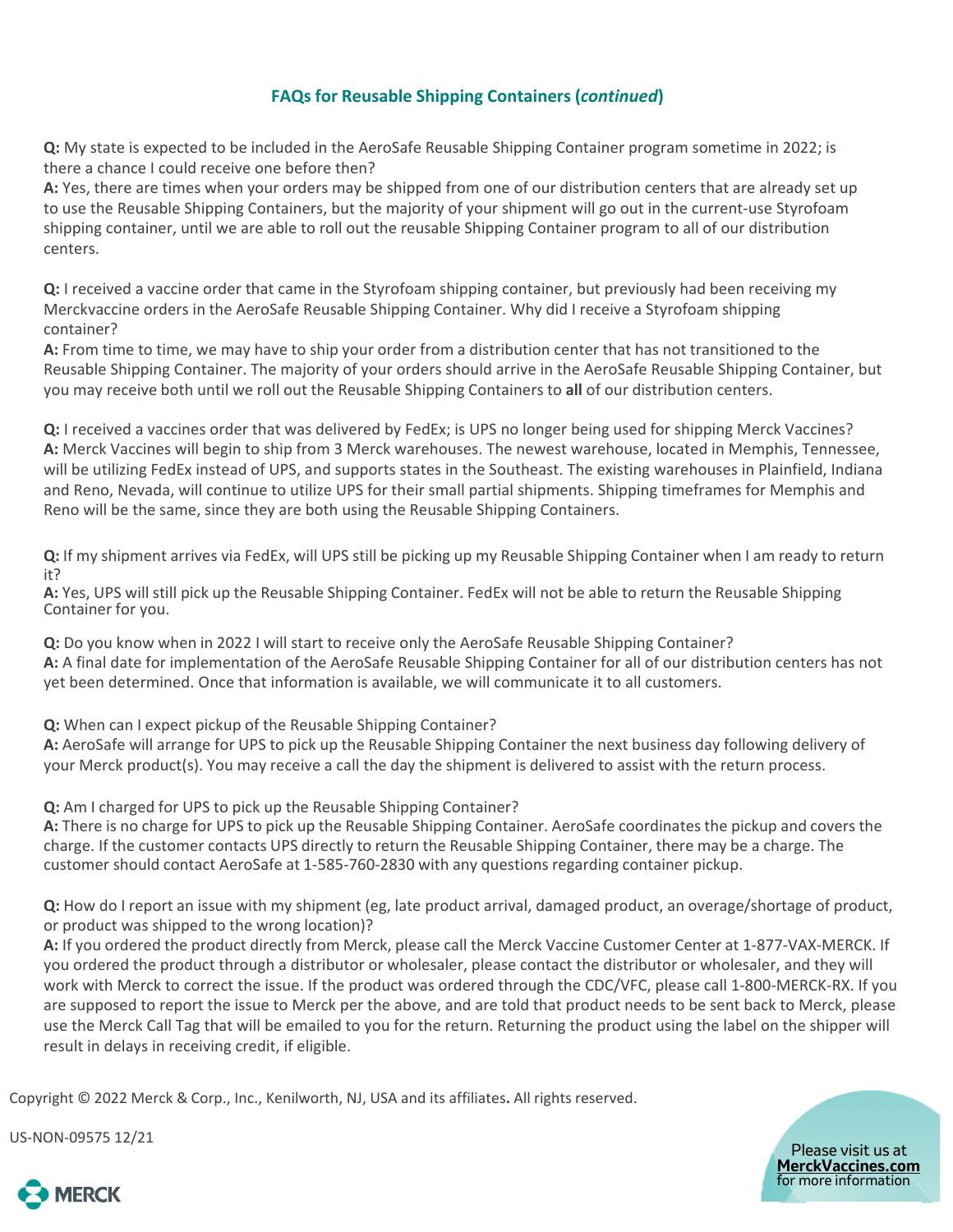## FAQs for Reusable Shipping Containers (*continued*)

**Q:** My state is expected to be included in the AeroSafe Reusable Shipping Container program sometime in 2022; is there a chance I could receive one before then?
**A:** Yes, there are times when your orders may be shipped from one of our distribution centers that are already set up to use the Reusable Shipping Containers, but the majority of your shipment will go out in the current-use Styrofoam shipping container, until we are able to roll out the reusable Shipping Container program to all of our distribution centers.

**Q:** I received a vaccine order that came in the Styrofoam shipping container, but previously had been receiving my Merckvaccine orders in the AeroSafe Reusable Shipping Container. Why did I receive a Styrofoam shipping container?
**A:** From time to time, we may have to ship your order from a distribution center that has not transitioned to the Reusable Shipping Container. The majority of your orders should arrive in the AeroSafe Reusable Shipping Container, but you may receive both until we roll out the Reusable Shipping Containers to **all** of our distribution centers.

**Q:** I received a vaccines order that was delivered by FedEx; is UPS no longer being used for shipping Merck Vaccines?
**A:** Merck Vaccines will begin to ship from 3 Merck warehouses. The newest warehouse, located in Memphis, Tennessee, will be utilizing FedEx instead of UPS, and supports states in the Southeast. The existing warehouses in Plainfield, Indiana and Reno, Nevada, will continue to utilize UPS for their small partial shipments. Shipping timeframes for Memphis and Reno will be the same, since they are both using the Reusable Shipping Containers.

**Q:** If my shipment arrives via FedEx, will UPS still be picking up my Reusable Shipping Container when I am ready to return it?
**A:** Yes, UPS will still pick up the Reusable Shipping Container. FedEx will not be able to return the Reusable Shipping Container for you.

**Q:** Do you know when in 2022 I will start to receive only the AeroSafe Reusable Shipping Container?
**A:** A final date for implementation of the AeroSafe Reusable Shipping Container for all of our distribution centers has not yet been determined. Once that information is available, we will communicate it to all customers.

**Q:** When can I expect pickup of the Reusable Shipping Container?
**A:** AeroSafe will arrange for UPS to pick up the Reusable Shipping Container the next business day following delivery of your Merck product(s). You may receive a call the day the shipment is delivered to assist with the return process.

**Q:** Am I charged for UPS to pick up the Reusable Shipping Container?
**A:** There is no charge for UPS to pick up the Reusable Shipping Container. AeroSafe coordinates the pickup and covers the charge. If the customer contacts UPS directly to return the Reusable Shipping Container, there may be a charge. The customer should contact AeroSafe at 1-585-760-2830 with any questions regarding container pickup.

**Q:** How do I report an issue with my shipment (eg, late product arrival, damaged product, an overage/shortage of product, or product was shipped to the wrong location)?
**A:** If you ordered the product directly from Merck, please call the Merck Vaccine Customer Center at 1-877-VAX-MERCK. If you ordered the product through a distributor or wholesaler, please contact the distributor or wholesaler, and they will work with Merck to correct the issue. If the product was ordered through the CDC/VFC, please call 1-800-MERCK-RX. If you are supposed to report the issue to Merck per the above, and are told that product needs to be sent back to Merck, please use the Merck Call Tag that will be emailed to you for the return. Returning the product using the label on the shipper will result in delays in receiving credit, if eligible.

Copyright © 2022 Merck & Corp., Inc., Kenilworth, NJ, USA and its affiliates**.** All rights reserved.

US-NON-09575 12/21

Please visit us at **MerckVaccines.com** for more information

MERCK